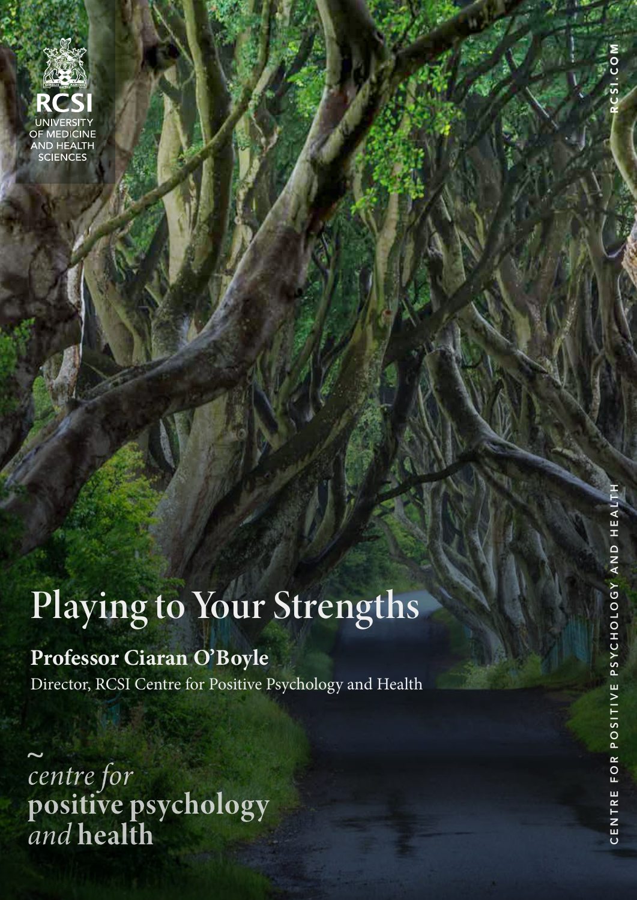RCSI
UNIVERSITY OF MEDICINE AND HEALTH SCIENCES

# Playing to Your Strengths

**Professor Ciaran O'Boyle**

Director, RCSI Centre for Positive Psychology and Health

*centre for*
**positive psychology**
*and* **health**

CENTRE FOR POSITIVE PSYCHOLOGY AND HEALTH

RCSI.COM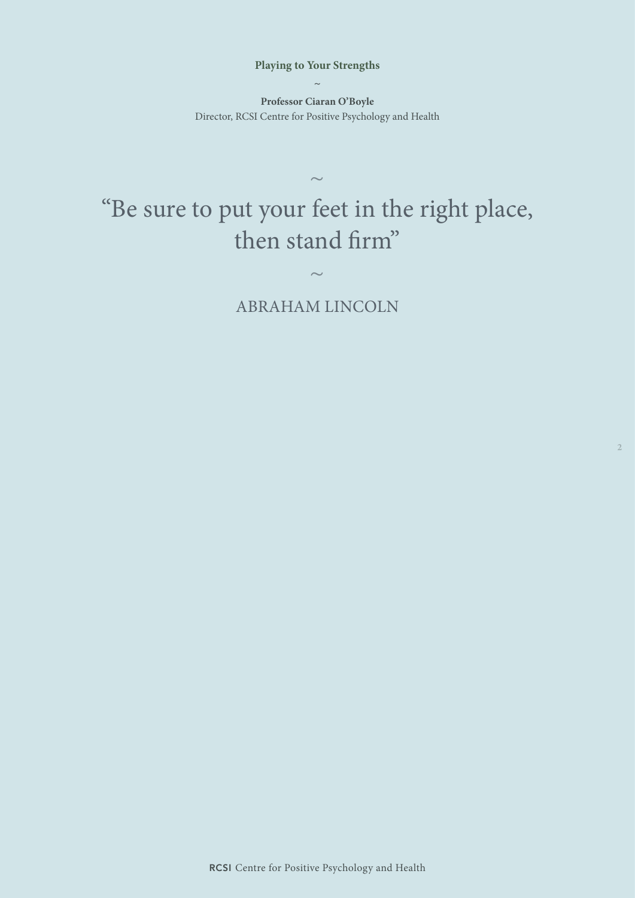~

"Be sure to put your feet in the right place, then stand firm"

~

ABRAHAM LINCOLN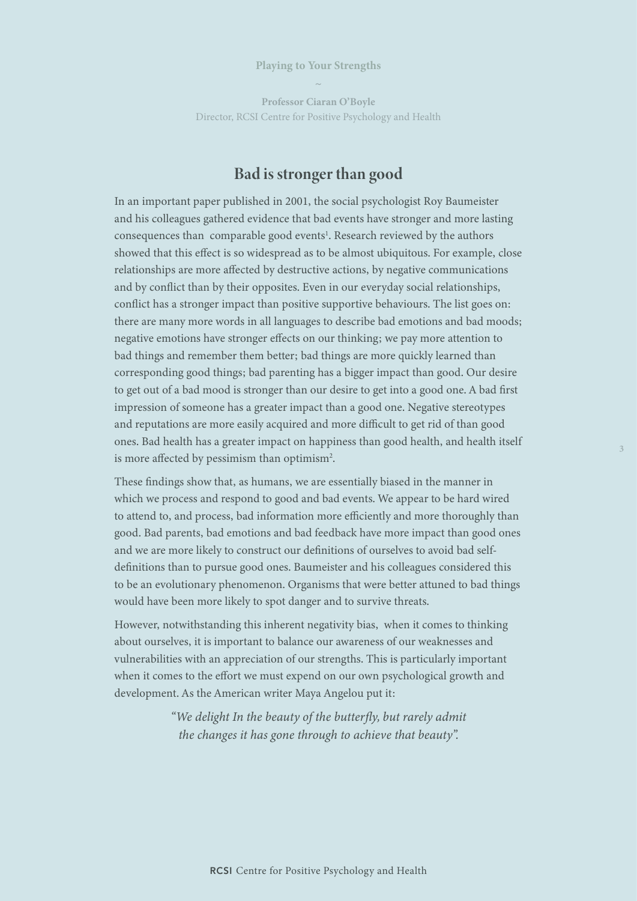## Bad is stronger than good

In an important paper published in 2001, the social psychologist Roy Baumeister and his colleagues gathered evidence that bad events have stronger and more lasting consequences than comparable good events[1]. Research reviewed by the authors showed that this effect is so widespread as to be almost ubiquitous. For example, close relationships are more affected by destructive actions, by negative communications and by conflict than by their opposites. Even in our everyday social relationships, conflict has a stronger impact than positive supportive behaviours. The list goes on: there are many more words in all languages to describe bad emotions and bad moods; negative emotions have stronger effects on our thinking; we pay more attention to bad things and remember them better; bad things are more quickly learned than corresponding good things; bad parenting has a bigger impact than good. Our desire to get out of a bad mood is stronger than our desire to get into a good one. A bad first impression of someone has a greater impact than a good one. Negative stereotypes and reputations are more easily acquired and more difficult to get rid of than good ones. Bad health has a greater impact on happiness than good health, and health itself is more affected by pessimism than optimism[2].

These findings show that, as humans, we are essentially biased in the manner in which we process and respond to good and bad events. We appear to be hard wired to attend to, and process, bad information more efficiently and more thoroughly than good. Bad parents, bad emotions and bad feedback have more impact than good ones and we are more likely to construct our definitions of ourselves to avoid bad self-definitions than to pursue good ones. Baumeister and his colleagues considered this to be an evolutionary phenomenon. Organisms that were better attuned to bad things would have been more likely to spot danger and to survive threats.

However, notwithstanding this inherent negativity bias, when it comes to thinking about ourselves, it is important to balance our awareness of our weaknesses and vulnerabilities with an appreciation of our strengths. This is particularly important when it comes to the effort we must expend on our own psychological growth and development. As the American writer Maya Angelou put it:

> *"We delight In the beauty of the butterfly, but rarely admit the changes it has gone through to achieve that beauty".*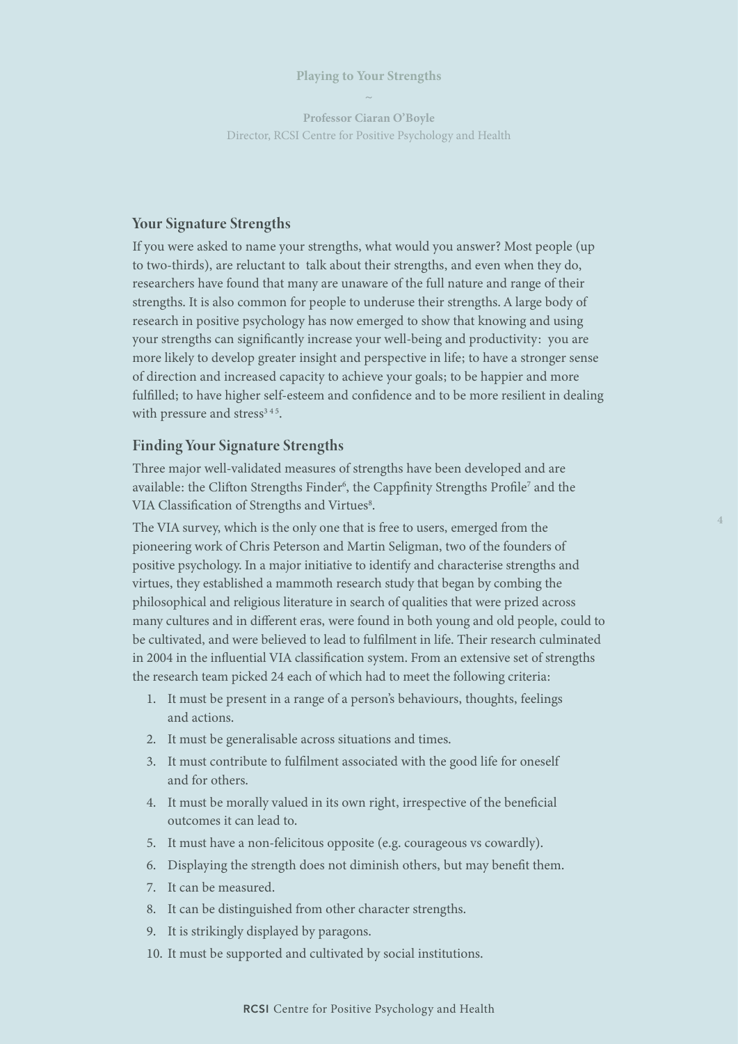Playing to Your Strengths

~

**Professor Ciaran O'Boyle**
Director, RCSI Centre for Positive Psychology and Health

## Your Signature Strengths

If you were asked to name your strengths, what would you answer? Most people (up to two-thirds), are reluctant to talk about their strengths, and even when they do, researchers have found that many are unaware of the full nature and range of their strengths. It is also common for people to underuse their strengths. A large body of research in positive psychology has now emerged to show that knowing and using your strengths can significantly increase your well-being and productivity: you are more likely to develop greater insight and perspective in life; to have a stronger sense of direction and increased capacity to achieve your goals; to be happier and more fulfilled; to have higher self-esteem and confidence and to be more resilient in dealing with pressure and stress[3 4 5].

## Finding Your Signature Strengths

Three major well-validated measures of strengths have been developed and are available: the Clifton Strengths Finder[6], the Cappfinity Strengths Profile[7] and the VIA Classification of Strengths and Virtues[8].

The VIA survey, which is the only one that is free to users, emerged from the pioneering work of Chris Peterson and Martin Seligman, two of the founders of positive psychology. In a major initiative to identify and characterise strengths and virtues, they established a mammoth research study that began by combing the philosophical and religious literature in search of qualities that were prized across many cultures and in different eras, were found in both young and old people, could to be cultivated, and were believed to lead to fulfilment in life. Their research culminated in 2004 in the influential VIA classification system. From an extensive set of strengths the research team picked 24 each of which had to meet the following criteria:

1. It must be present in a range of a person's behaviours, thoughts, feelings and actions.
2. It must be generalisable across situations and times.
3. It must contribute to fulfilment associated with the good life for oneself and for others.
4. It must be morally valued in its own right, irrespective of the beneficial outcomes it can lead to.
5. It must have a non-felicitous opposite (e.g. courageous vs cowardly).
6. Displaying the strength does not diminish others, but may benefit them.
7. It can be measured.
8. It can be distinguished from other character strengths.
9. It is strikingly displayed by paragons.
10. It must be supported and cultivated by social institutions.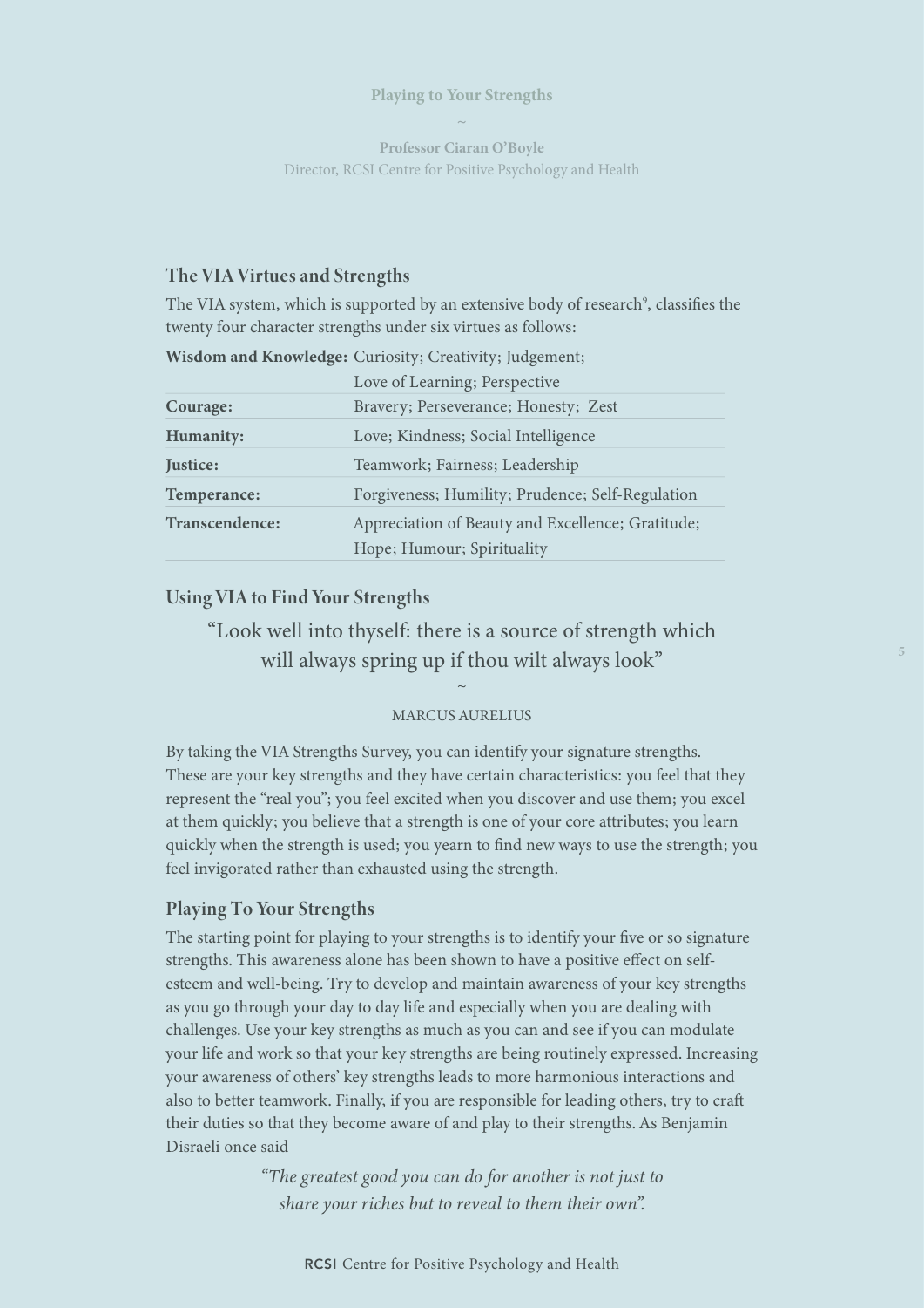Playing to Your Strengths

~

**Professor Ciaran O'Boyle**
Director, RCSI Centre for Positive Psychology and Health

## The VIA Virtues and Strengths

The VIA system, which is supported by an extensive body of research[9], classifies the twenty four character strengths under six virtues as follows:

| | |
|---|---|
| **Wisdom and Knowledge:** | Curiosity; Creativity; Judgement; Love of Learning; Perspective |
| **Courage:** | Bravery; Perseverance; Honesty; Zest |
| **Humanity:** | Love; Kindness; Social Intelligence |
| **Justice:** | Teamwork; Fairness; Leadership |
| **Temperance:** | Forgiveness; Humility; Prudence; Self-Regulation |
| **Transcendence:** | Appreciation of Beauty and Excellence; Gratitude; Hope; Humour; Spirituality |

## Using VIA to Find Your Strengths

> "Look well into thyself: there is a source of strength which will always spring up if thou wilt always look"
>
> ~
>
> MARCUS AURELIUS

By taking the VIA Strengths Survey, you can identify your signature strengths. These are your key strengths and they have certain characteristics: you feel that they represent the "real you"; you feel excited when you discover and use them; you excel at them quickly; you believe that a strength is one of your core attributes; you learn quickly when the strength is used; you yearn to find new ways to use the strength; you feel invigorated rather than exhausted using the strength.

## Playing To Your Strengths

The starting point for playing to your strengths is to identify your five or so signature strengths. This awareness alone has been shown to have a positive effect on self-esteem and well-being. Try to develop and maintain awareness of your key strengths as you go through your day to day life and especially when you are dealing with challenges. Use your key strengths as much as you can and see if you can modulate your life and work so that your key strengths are being routinely expressed. Increasing your awareness of others' key strengths leads to more harmonious interactions and also to better teamwork. Finally, if you are responsible for leading others, try to craft their duties so that they become aware of and play to their strengths. As Benjamin Disraeli once said

> *"The greatest good you can do for another is not just to share your riches but to reveal to them their own".*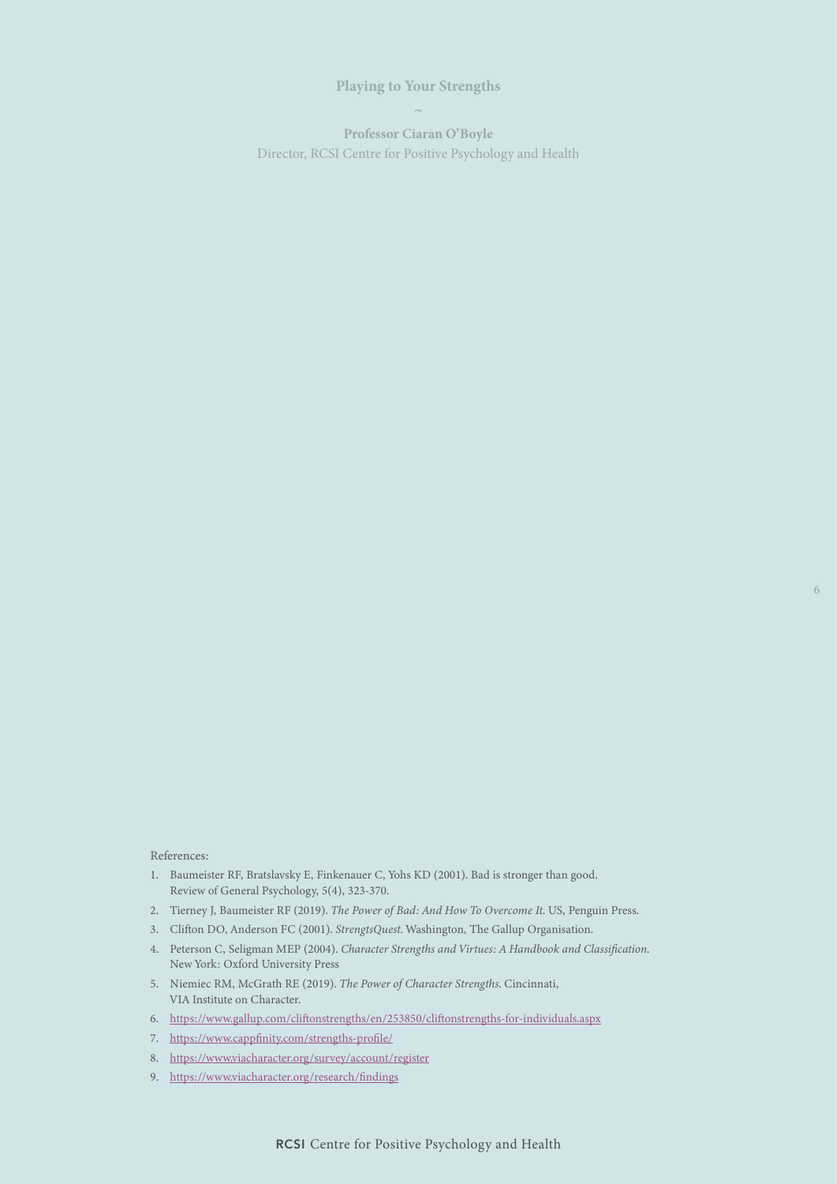Playing to Your Strengths

~

Professor Ciaran O'Boyle

Director, RCSI Centre for Positive Psychology and Health

References:

1. Baumeister RF, Bratslavsky E, Finkenauer C, Yohs KD (2001). Bad is stronger than good. Review of General Psychology, 5(4), 323-370.
2. Tierney J, Baumeister RF (2019). *The Power of Bad: And How To Overcome It.* US, Penguin Press.
3. Clifton DO, Anderson FC (2001). *StrengtsQuest.* Washington, The Gallup Organisation.
4. Peterson C, Seligman MEP (2004). *Character Strengths and Virtues: A Handbook and Classification.* New York: Oxford University Press
5. Niemiec RM, McGrath RE (2019). *The Power of Character Strengths.* Cincinnati, VIA Institute on Character.
6. https://www.gallup.com/cliftonstrengths/en/253850/cliftonstrengths-for-individuals.aspx
7. https://www.cappfinity.com/strengths-profile/
8. https://www.viacharacter.org/survey/account/register
9. https://www.viacharacter.org/research/findings